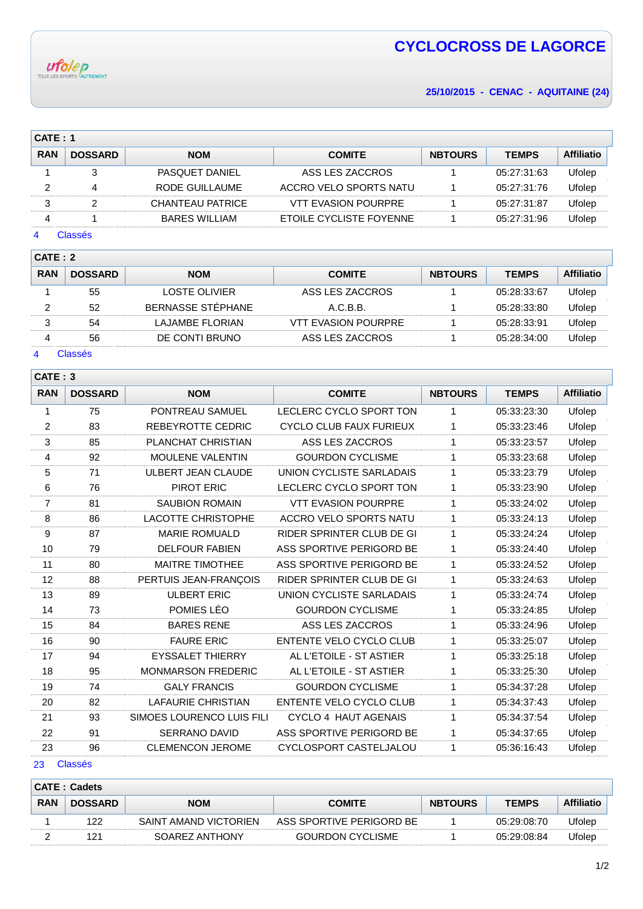ufolep TOUS LES SPORTS AUTREMENT

# CYCLOCROSS DE LAGORCE

**25/10/2015 - CENAC - AQUITAINE (24)**

**CATE : 1**

| RAN | DOSSARD | NOM | COMITE | NBTOURS | TEMPS | Affiliatio |
|---|---|---|---|---|---|---|
| 1 | 3 | PASQUET DANIEL | ASS LES ZACCROS | 1 | 05:27:31:63 | Ufolep |
| 2 | 4 | RODE GUILLAUME | ACCRO VELO SPORTS NATU | 1 | 05:27:31:76 | Ufolep |
| 3 | 2 | CHANTEAU PATRICE | VTT EVASION POURPRE | 1 | 05:27:31:87 | Ufolep |
| 4 | 1 | BARES WILLIAM | ETOILE CYCLISTE FOYENNE | 1 | 05:27:31:96 | Ufolep |

4 Classés

**CATE : 2**

| RAN | DOSSARD | NOM | COMITE | NBTOURS | TEMPS | Affiliatio |
|---|---|---|---|---|---|---|
| 1 | 55 | LOSTE OLIVIER | ASS LES ZACCROS | 1 | 05:28:33:67 | Ufolep |
| 2 | 52 | BERNASSE STÉPHANE | A.C.B.B. | 1 | 05:28:33:80 | Ufolep |
| 3 | 54 | LAJAMBE FLORIAN | VTT EVASION POURPRE | 1 | 05:28:33:91 | Ufolep |
| 4 | 56 | DE CONTI BRUNO | ASS LES ZACCROS | 1 | 05:28:34:00 | Ufolep |

4 Classés

**CATE : 3**

| RAN | DOSSARD | NOM | COMITE | NBTOURS | TEMPS | Affiliatio |
|---|---|---|---|---|---|---|
| 1 | 75 | PONTREAU SAMUEL | LECLERC CYCLO SPORT TON | 1 | 05:33:23:30 | Ufolep |
| 2 | 83 | REBEYROTTE CEDRIC | CYCLO CLUB FAUX FURIEUX | 1 | 05:33:23:46 | Ufolep |
| 3 | 85 | PLANCHAT CHRISTIAN | ASS LES ZACCROS | 1 | 05:33:23:57 | Ufolep |
| 4 | 92 | MOULENE VALENTIN | GOURDON CYCLISME | 1 | 05:33:23:68 | Ufolep |
| 5 | 71 | ULBERT JEAN CLAUDE | UNION CYCLISTE SARLADAIS | 1 | 05:33:23:79 | Ufolep |
| 6 | 76 | PIROT ERIC | LECLERC CYCLO SPORT TON | 1 | 05:33:23:90 | Ufolep |
| 7 | 81 | SAUBION ROMAIN | VTT EVASION POURPRE | 1 | 05:33:24:02 | Ufolep |
| 8 | 86 | LACOTTE CHRISTOPHE | ACCRO VELO SPORTS NATU | 1 | 05:33:24:13 | Ufolep |
| 9 | 87 | MARIE ROMUALD | RIDER SPRINTER CLUB DE GI | 1 | 05:33:24:24 | Ufolep |
| 10 | 79 | DELFOUR FABIEN | ASS SPORTIVE PERIGORD BE | 1 | 05:33:24:40 | Ufolep |
| 11 | 80 | MAITRE TIMOTHEE | ASS SPORTIVE PERIGORD BE | 1 | 05:33:24:52 | Ufolep |
| 12 | 88 | PERTUIS JEAN-FRANÇOIS | RIDER SPRINTER CLUB DE GI | 1 | 05:33:24:63 | Ufolep |
| 13 | 89 | ULBERT ERIC | UNION CYCLISTE SARLADAIS | 1 | 05:33:24:74 | Ufolep |
| 14 | 73 | POMIES LÉO | GOURDON CYCLISME | 1 | 05:33:24:85 | Ufolep |
| 15 | 84 | BARES RENE | ASS LES ZACCROS | 1 | 05:33:24:96 | Ufolep |
| 16 | 90 | FAURE ERIC | ENTENTE VELO CYCLO CLUB | 1 | 05:33:25:07 | Ufolep |
| 17 | 94 | EYSSALET THIERRY | AL L'ETOILE - ST ASTIER | 1 | 05:33:25:18 | Ufolep |
| 18 | 95 | MONMARSON FREDERIC | AL L'ETOILE - ST ASTIER | 1 | 05:33:25:30 | Ufolep |
| 19 | 74 | GALY FRANCIS | GOURDON CYCLISME | 1 | 05:34:37:28 | Ufolep |
| 20 | 82 | LAFAURIE CHRISTIAN | ENTENTE VELO CYCLO CLUB | 1 | 05:34:37:43 | Ufolep |
| 21 | 93 | SIMOES LOURENCO LUIS FILI | CYCLO 4 HAUT AGENAIS | 1 | 05:34:37:54 | Ufolep |
| 22 | 91 | SERRANO DAVID | ASS SPORTIVE PERIGORD BE | 1 | 05:34:37:65 | Ufolep |
| 23 | 96 | CLEMENCON JEROME | CYCLOSPORT CASTELJALOU | 1 | 05:36:16:43 | Ufolep |

23 Classés

**CATE : Cadets**

| RAN | DOSSARD | NOM | COMITE | NBTOURS | TEMPS | Affiliatio |
|---|---|---|---|---|---|---|
| 1 | 122 | SAINT AMAND VICTORIEN | ASS SPORTIVE PERIGORD BE | 1 | 05:29:08:70 | Ufolep |
| 2 | 121 | SOAREZ ANTHONY | GOURDON CYCLISME | 1 | 05:29:08:84 | Ufolep |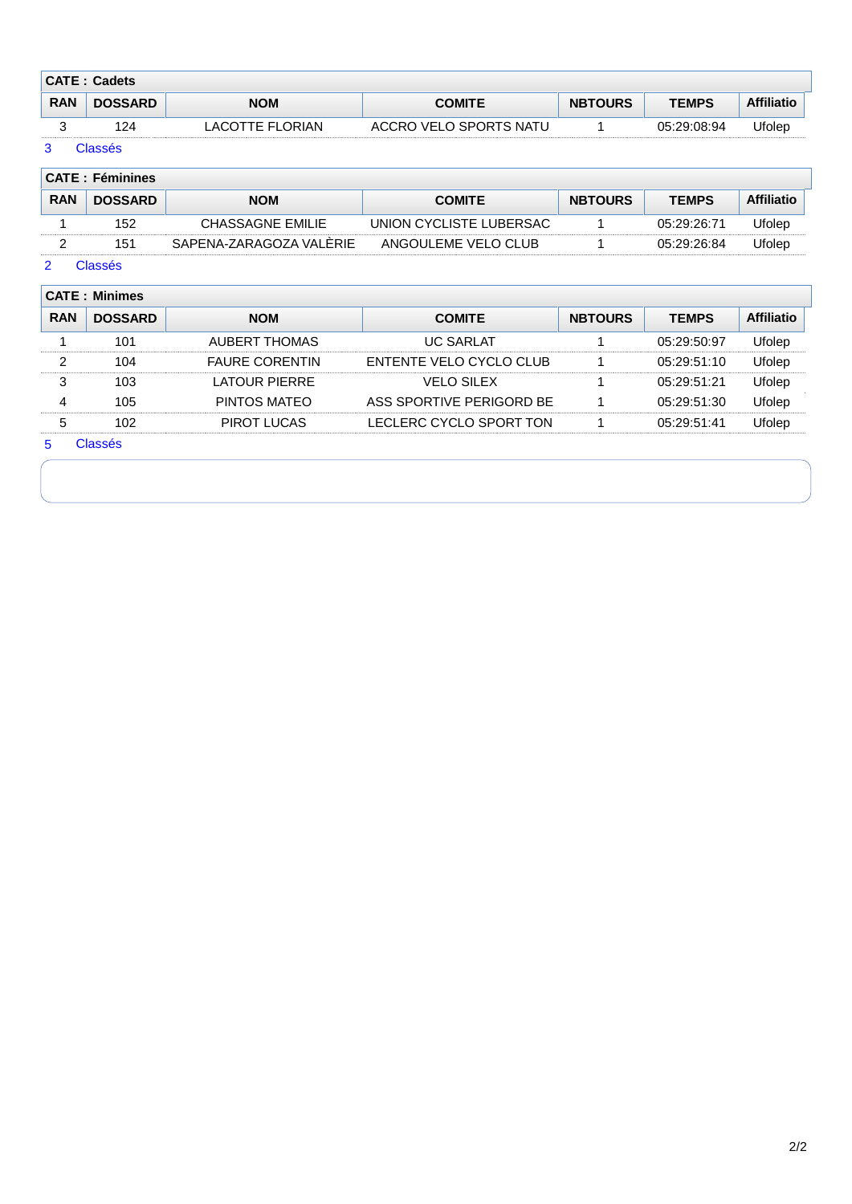**CATE : Cadets**

| RAN | DOSSARD | NOM | COMITE | NBTOURS | TEMPS | Affiliatio |
|---|---|---|---|---|---|---|
| 3 | 124 | LACOTTE FLORIAN | ACCRO VELO SPORTS NATU | 1 | 05:29:08:94 | Ufolep |

3 Classés

**CATE : Féminines**

| RAN | DOSSARD | NOM | COMITE | NBTOURS | TEMPS | Affiliatio |
|---|---|---|---|---|---|---|
| 1 | 152 | CHASSAGNE EMILIE | UNION CYCLISTE LUBERSAC | 1 | 05:29:26:71 | Ufolep |
| 2 | 151 | SAPENA-ZARAGOZA VALÈRIE | ANGOULEME VELO CLUB | 1 | 05:29:26:84 | Ufolep |

2 Classés

**CATE : Minimes**

| RAN | DOSSARD | NOM | COMITE | NBTOURS | TEMPS | Affiliatio |
|---|---|---|---|---|---|---|
| 1 | 101 | AUBERT THOMAS | UC SARLAT | 1 | 05:29:50:97 | Ufolep |
| 2 | 104 | FAURE CORENTIN | ENTENTE VELO CYCLO CLUB | 1 | 05:29:51:10 | Ufolep |
| 3 | 103 | LATOUR PIERRE | VELO SILEX | 1 | 05:29:51:21 | Ufolep |
| 4 | 105 | PINTOS MATEO | ASS SPORTIVE PERIGORD BE | 1 | 05:29:51:30 | Ufolep |
| 5 | 102 | PIROT LUCAS | LECLERC CYCLO SPORT TON | 1 | 05:29:51:41 | Ufolep |

5 Classés